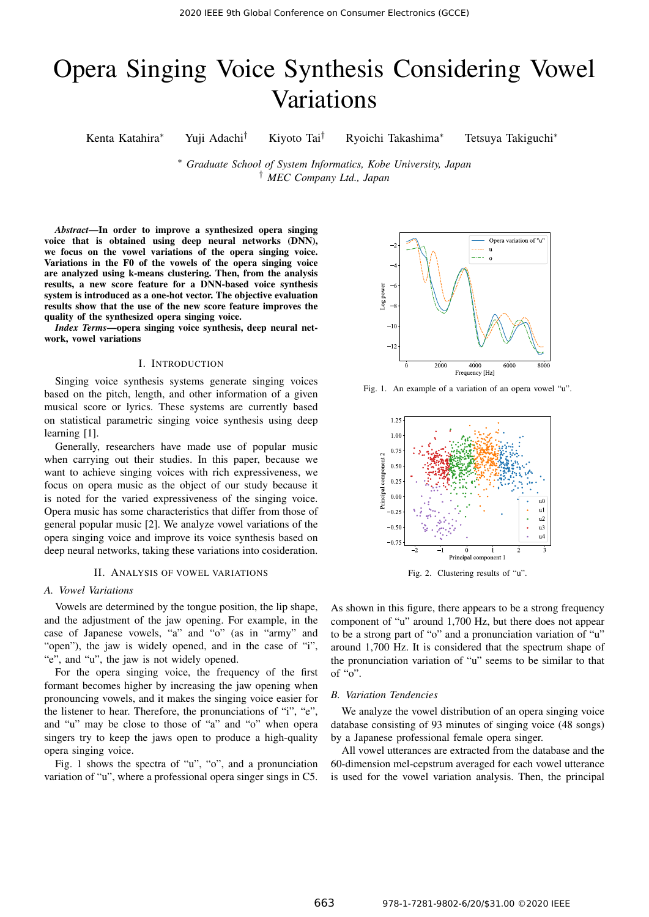# Opera Singing Voice Synthesis Considering Vowel Variations

Kenta Katahira* Yuji Adachi† Kiyoto Tai† Ryoichi Takashima* Tetsuya Takiguchi*

* *Graduate School of System Informatics, Kobe University, Japan*
† *MEC Company Ltd., Japan*

***Abstract*—In order to improve a synthesized opera singing voice that is obtained using deep neural networks (DNN), we focus on the vowel variations of the opera singing voice. Variations in the F0 of the vowels of the opera singing voice are analyzed using k-means clustering. Then, from the analysis results, a new score feature for a DNN-based voice synthesis system is introduced as a one-hot vector. The objective evaluation results show that the use of the new score feature improves the quality of the synthesized opera singing voice.**

***Index Terms*—opera singing voice synthesis, deep neural network, vowel variations**

## I. Introduction

Singing voice synthesis systems generate singing voices based on the pitch, length, and other information of a given musical score or lyrics. These systems are currently based on statistical parametric singing voice synthesis using deep learning [1].

Generally, researchers have made use of popular music when carrying out their studies. In this paper, because we want to achieve singing voices with rich expressiveness, we focus on opera music as the object of our study because it is noted for the varied expressiveness of the singing voice. Opera music has some characteristics that differ from those of general popular music [2]. We analyze vowel variations of the opera singing voice and improve its voice synthesis based on deep neural networks, taking these variations into cosideration.

## II. Analysis of Vowel Variations

### A. Vowel Variations

Vowels are determined by the tongue position, the lip shape, and the adjustment of the jaw opening. For example, in the case of Japanese vowels, "a" and "o" (as in "army" and "open"), the jaw is widely opened, and in the case of "i", "e", and "u", the jaw is not widely opened.

For the opera singing voice, the frequency of the first formant becomes higher by increasing the jaw opening when pronouncing vowels, and it makes the singing voice easier for the listener to hear. Therefore, the pronunciations of "i", "e", and "u" may be close to those of "a" and "o" when opera singers try to keep the jaws open to produce a high-quality opera singing voice.

Fig. 1 shows the spectra of "u", "o", and a pronunciation variation of "u", where a professional opera singer sings in C5.

Fig. 1. An example of a variation of an opera vowel "u".

Fig. 2. Clustering results of "u".

As shown in this figure, there appears to be a strong frequency component of "u" around 1,700 Hz, but there does not appear to be a strong part of "o" and a pronunciation variation of "u" around 1,700 Hz. It is considered that the spectrum shape of the pronunciation variation of "u" seems to be similar to that of "o".

### B. Variation Tendencies

We analyze the vowel distribution of an opera singing voice database consisting of 93 minutes of singing voice (48 songs) by a Japanese professional female opera singer.

All vowel utterances are extracted from the database and the 60-dimension mel-cepstrum averaged for each vowel utterance is used for the vowel variation analysis. Then, the principal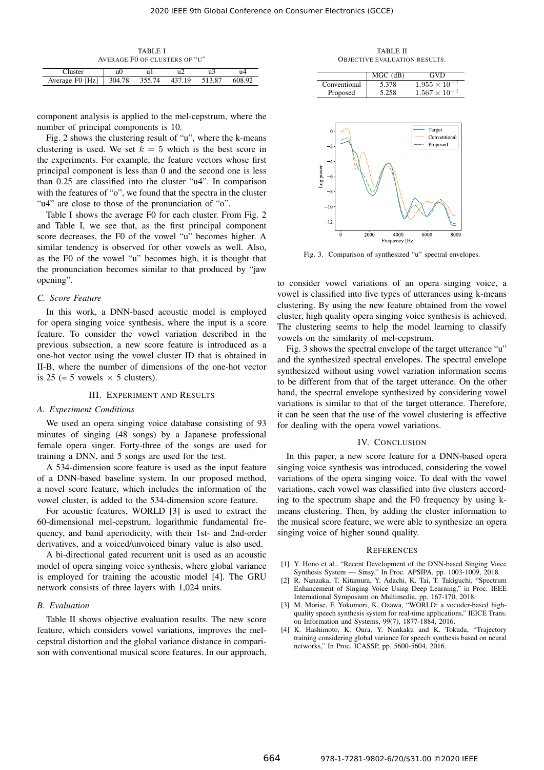TABLE I
AVERAGE F0 OF CLUSTERS OF "U"

| Cluster | u0 | u1 | u2 | u3 | u4 |
|---|---|---|---|---|---|
| Average F0 [Hz] | 304.78 | 355.74 | 437.19 | 513.87 | 608.92 |

component analysis is applied to the mel-cepstrum, where the number of principal components is 10.

Fig. 2 shows the clustering result of "u", where the k-means clustering is used. We set $k = 5$ which is the best score in the experiments. For example, the feature vectors whose first principal component is less than 0 and the second one is less than 0.25 are classified into the cluster "u4". In comparison with the features of "o", we found that the spectra in the cluster "u4" are close to those of the pronunciation of "o".

Table I shows the average F0 for each cluster. From Fig. 2 and Table I, we see that, as the first principal component score decreases, the F0 of the vowel "u" becomes higher. A similar tendency is observed for other vowels as well. Also, as the F0 of the vowel "u" becomes high, it is thought that the pronunciation becomes similar to that produced by "jaw opening".

### C. Score Feature

In this work, a DNN-based acoustic model is employed for opera singing voice synthesis, where the input is a score feature. To consider the vowel variation described in the previous subsection, a new score feature is introduced as a one-hot vector using the vowel cluster ID that is obtained in II-B, where the number of dimensions of the one-hot vector is 25 (= 5 vowels $\times$ 5 clusters).

## III. Experiment and Results

### A. Experiment Conditions

We used an opera singing voice database consisting of 93 minutes of singing (48 songs) by a Japanese professional female opera singer. Forty-three of the songs are used for training a DNN, and 5 songs are used for the test.

A 534-dimension score feature is used as the input feature of a DNN-based baseline system. In our proposed method, a novel score feature, which includes the information of the vowel cluster, is added to the 534-dimension score feature.

For acoustic features, WORLD [3] is used to extract the 60-dimensional mel-cepstrum, logarithmic fundamental frequency, and band aperiodicity, with their 1st- and 2nd-order derivatives, and a voiced/unvoiced binary value is also used.

A bi-directional gated recurrent unit is used as an acoustic model of opera singing voice synthesis, where global variance is employed for training the acoustic model [4]. The GRU network consists of three layers with 1,024 units.

### B. Evaluation

Table II shows objective evaluation results. The new score feature, which considers vowel variations, improves the mel-cepstral distortion and the global variance distance in comparison with conventional musical score features. In our approach, to consider vowel variations of an opera singing voice, a vowel is classified into five types of utterances using k-means clustering. By using the new feature obtained from the vowel cluster, high quality opera singing voice synthesis is achieved. The clustering seems to help the model learning to classify vowels on the similarity of mel-cepstrum.

TABLE II
OBJECTIVE EVALUATION RESULTS.

| | MGC (dB) | GVD |
|---|---|---|
| Conventional | 5.378 | $1.955 \times 10^{-1}$ |
| Proposed | 5.258 | $1.567 \times 10^{-1}$ |

Target
Conventional
Proposed
Log power
Frequency [Hz]
0
−2
−4
−6
−8
−10
−12
0 2000 4000 6000 8000

Fig. 3. Comparison of synthesized "u" spectral envelopes.

Fig. 3 shows the spectral envelope of the target utterance "u" and the synthesized spectral envelopes. The spectral envelope synthesized without using vowel variation information seems to be different from that of the target utterance. On the other hand, the spectral envelope synthesized by considering vowel variations is similar to that of the target utterance. Therefore, it can be seen that the use of the vowel clustering is effective for dealing with the opera vowel variations.

## IV. Conclusion

In this paper, a new score feature for a DNN-based opera singing voice synthesis was introduced, considering the vowel variations of the opera singing voice. To deal with the vowel variations, each vowel was classified into five clusters according to the spectrum shape and the F0 frequency by using k-means clustering. Then, by adding the cluster information to the musical score feature, we were able to synthesize an opera singing voice of higher sound quality.

## References

[1] Y. Hono et al., "Recent Development of the DNN-based Singing Voice Synthesis System — Sinsy," In Proc. APSIPA, pp. 1003-1009, 2018.

[2] R. Nanzaka, T. Kitamura, Y. Adachi, K. Tai, T. Takiguchi, "Spectrum Enhancement of Singing Voice Using Deep Learning," in Proc. IEEE International Symposium on Multimedia, pp. 167-170, 2018.

[3] M. Morise, F. Yokomori, K. Ozawa, "WORLD: a vocoder-based high-quality speech synthesis system for real-time applications," IEICE Trans. on Information and Systems, 99(7), 1877-1884, 2016.

[4] K. Hashimoto, K. Oura, Y. Nankaku and K. Tokuda, "Trajectory training considering global variance for speech synthesis based on neural networks," In Proc. ICASSP, pp. 5600-5604, 2016.